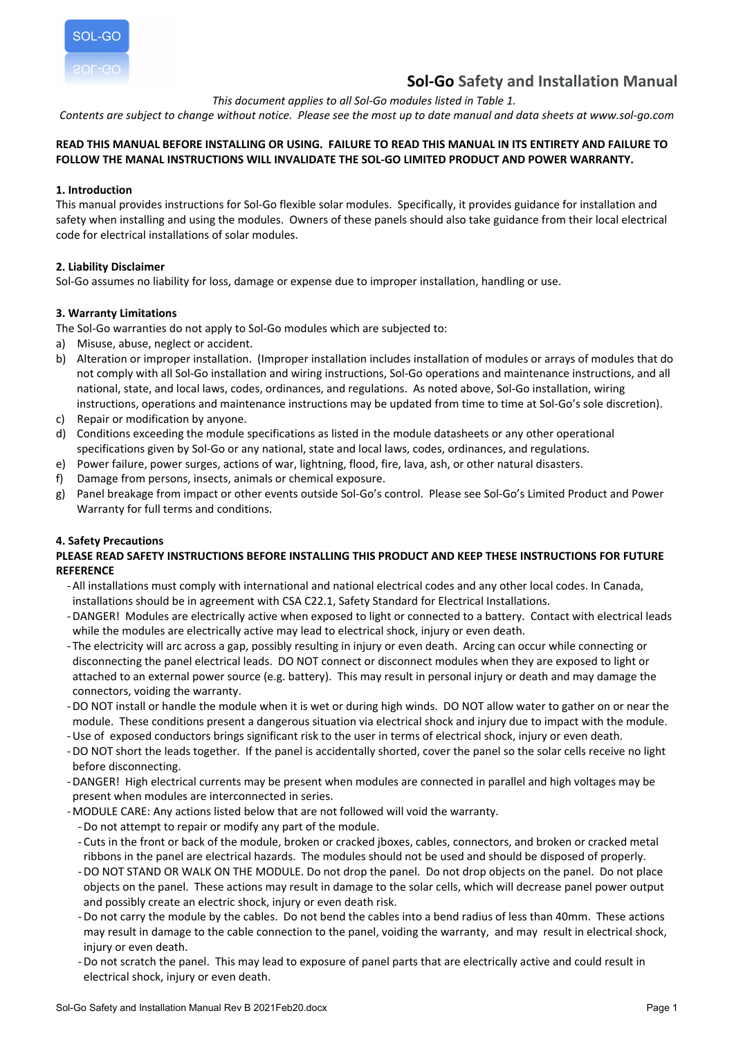# Sol-Go Safety and Installation Manual

*This document applies to all Sol-Go modules listed in Table 1.*
*Contents are subject to change without notice. Please see the most up to date manual and data sheets at www.sol-go.com*

**READ THIS MANUAL BEFORE INSTALLING OR USING. FAILURE TO READ THIS MANUAL IN ITS ENTIRETY AND FAILURE TO FOLLOW THE MANAL INSTRUCTIONS WILL INVALIDATE THE SOL-GO LIMITED PRODUCT AND POWER WARRANTY.**

## 1. Introduction

This manual provides instructions for Sol-Go flexible solar modules. Specifically, it provides guidance for installation and safety when installing and using the modules. Owners of these panels should also take guidance from their local electrical code for electrical installations of solar modules.

## 2. Liability Disclaimer

Sol-Go assumes no liability for loss, damage or expense due to improper installation, handling or use.

## 3. Warranty Limitations

The Sol-Go warranties do not apply to Sol-Go modules which are subjected to:

a) Misuse, abuse, neglect or accident.
b) Alteration or improper installation. (Improper installation includes installation of modules or arrays of modules that do not comply with all Sol-Go installation and wiring instructions, Sol-Go operations and maintenance instructions, and all national, state, and local laws, codes, ordinances, and regulations. As noted above, Sol-Go installation, wiring instructions, operations and maintenance instructions may be updated from time to time at Sol-Go's sole discretion).
c) Repair or modification by anyone.
d) Conditions exceeding the module specifications as listed in the module datasheets or any other operational specifications given by Sol-Go or any national, state and local laws, codes, ordinances, and regulations.
e) Power failure, power surges, actions of war, lightning, flood, fire, lava, ash, or other natural disasters.
f) Damage from persons, insects, animals or chemical exposure.
g) Panel breakage from impact or other events outside Sol-Go's control. Please see Sol-Go's Limited Product and Power Warranty for full terms and conditions.

## 4. Safety Precautions

**PLEASE READ SAFETY INSTRUCTIONS BEFORE INSTALLING THIS PRODUCT AND KEEP THESE INSTRUCTIONS FOR FUTURE REFERENCE**

- All installations must comply with international and national electrical codes and any other local codes. In Canada, installations should be in agreement with CSA C22.1, Safety Standard for Electrical Installations.
- DANGER! Modules are electrically active when exposed to light or connected to a battery. Contact with electrical leads while the modules are electrically active may lead to electrical shock, injury or even death.
- The electricity will arc across a gap, possibly resulting in injury or even death. Arcing can occur while connecting or disconnecting the panel electrical leads. DO NOT connect or disconnect modules when they are exposed to light or attached to an external power source (e.g. battery). This may result in personal injury or death and may damage the connectors, voiding the warranty.
- DO NOT install or handle the module when it is wet or during high winds. DO NOT allow water to gather on or near the module. These conditions present a dangerous situation via electrical shock and injury due to impact with the module.
- Use of exposed conductors brings significant risk to the user in terms of electrical shock, injury or even death.
- DO NOT short the leads together. If the panel is accidentally shorted, cover the panel so the solar cells receive no light before disconnecting.
- DANGER! High electrical currents may be present when modules are connected in parallel and high voltages may be present when modules are interconnected in series.
- MODULE CARE: Any actions listed below that are not followed will void the warranty.
  - Do not attempt to repair or modify any part of the module.
  - Cuts in the front or back of the module, broken or cracked jboxes, cables, connectors, and broken or cracked metal ribbons in the panel are electrical hazards. The modules should not be used and should be disposed of properly.
  - DO NOT STAND OR WALK ON THE MODULE. Do not drop the panel. Do not drop objects on the panel. Do not place objects on the panel. These actions may result in damage to the solar cells, which will decrease panel power output and possibly create an electric shock, injury or even death risk.
  - Do not carry the module by the cables. Do not bend the cables into a bend radius of less than 40mm. These actions may result in damage to the cable connection to the panel, voiding the warranty, and may result in electrical shock, injury or even death.
  - Do not scratch the panel. This may lead to exposure of panel parts that are electrically active and could result in electrical shock, injury or even death.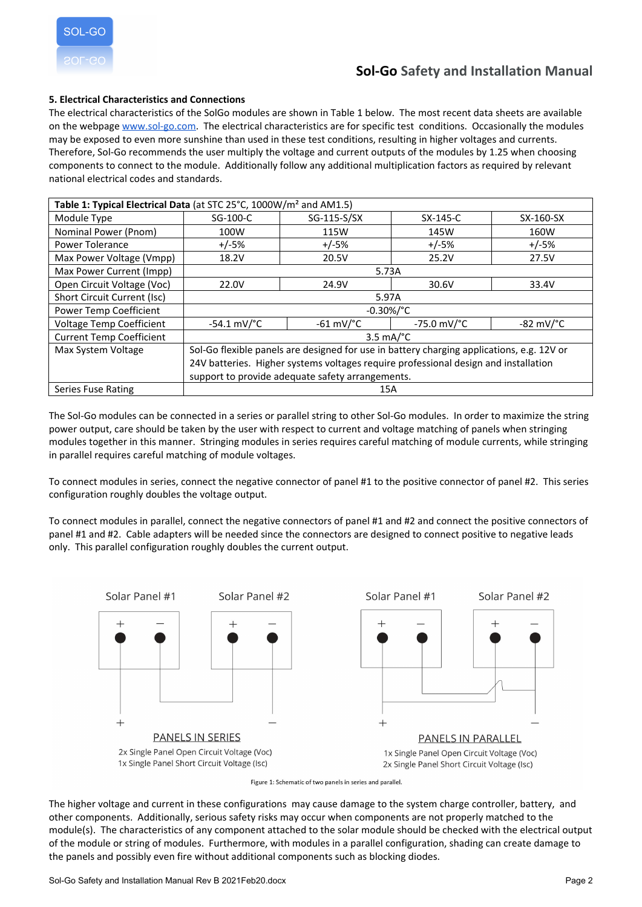### 5. Electrical Characteristics and Connections

The electrical characteristics of the SolGo modules are shown in Table 1 below. The most recent data sheets are available on the webpage www.sol-go.com. The electrical characteristics are for specific test conditions. Occasionally the modules may be exposed to even more sunshine than used in these test conditions, resulting in higher voltages and currents. Therefore, Sol-Go recommends the user multiply the voltage and current outputs of the modules by 1.25 when choosing components to connect to the module. Additionally follow any additional multiplication factors as required by relevant national electrical codes and standards.

| **Table 1: Typical Electrical Data** (at STC 25°C, 1000W/m² and AM1.5) | | | | |
|---|---|---|---|---|
| Module Type | SG-100-C | SG-115-S/SX | SX-145-C | SX-160-SX |
| Nominal Power (Pnom) | 100W | 115W | 145W | 160W |
| Power Tolerance | +/-5% | +/-5% | +/-5% | +/-5% |
| Max Power Voltage (Vmpp) | 18.2V | 20.5V | 25.2V | 27.5V |
| Max Power Current (Impp) | 5.73A | | | |
| Open Circuit Voltage (Voc) | 22.0V | 24.9V | 30.6V | 33.4V |
| Short Circuit Current (Isc) | 5.97A | | | |
| Power Temp Coefficient | -0.30%/°C | | | |
| Voltage Temp Coefficient | -54.1 mV/°C | -61 mV/°C | -75.0 mV/°C | -82 mV/°C |
| Current Temp Coefficient | 3.5 mA/°C | | | |
| Max System Voltage | Sol-Go flexible panels are designed for use in battery charging applications, e.g. 12V or 24V batteries. Higher systems voltages require professional design and installation support to provide adequate safety arrangements. | | | |
| Series Fuse Rating | 15A | | | |

The Sol-Go modules can be connected in a series or parallel string to other Sol-Go modules. In order to maximize the string power output, care should be taken by the user with respect to current and voltage matching of panels when stringing modules together in this manner. Stringing modules in series requires careful matching of module currents, while stringing in parallel requires careful matching of module voltages.

To connect modules in series, connect the negative connector of panel #1 to the positive connector of panel #2. This series configuration roughly doubles the voltage output.

To connect modules in parallel, connect the negative connectors of panel #1 and #2 and connect the positive connectors of panel #1 and #2. Cable adapters will be needed since the connectors are designed to connect positive to negative leads only. This parallel configuration roughly doubles the current output.

Solar Panel #1 Solar Panel #2

PANELS IN SERIES

2x Single Panel Open Circuit Voltage (Voc)
1x Single Panel Short Circuit Voltage (Isc)

Solar Panel #1 Solar Panel #2

PANELS IN PARALLEL

1x Single Panel Open Circuit Voltage (Voc)
2x Single Panel Short Circuit Voltage (Isc)

Figure 1: Schematic of two panels in series and parallel.

The higher voltage and current in these configurations may cause damage to the system charge controller, battery, and other components. Additionally, serious safety risks may occur when components are not properly matched to the module(s). The characteristics of any component attached to the solar module should be checked with the electrical output of the module or string of modules. Furthermore, with modules in a parallel configuration, shading can create damage to the panels and possibly even fire without additional components such as blocking diodes.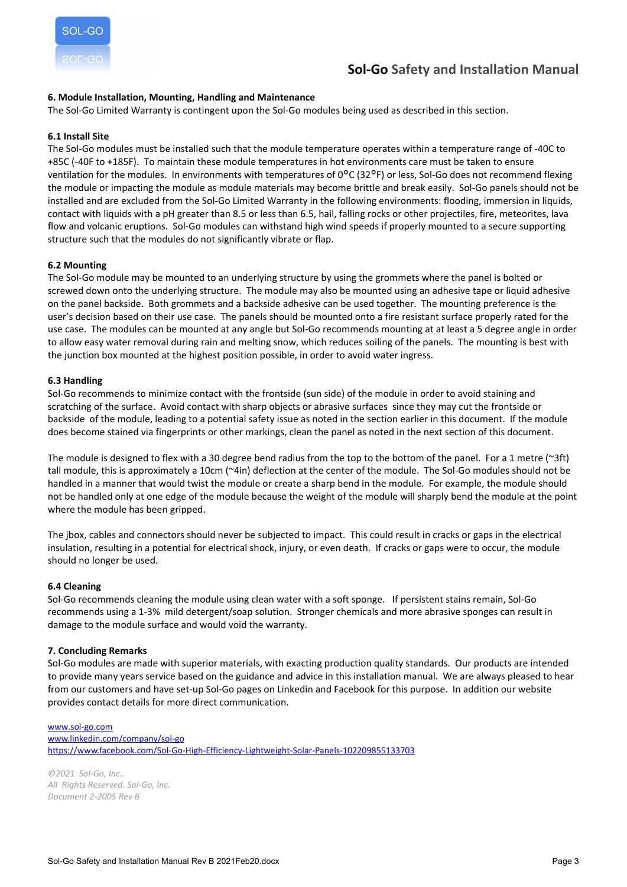## 6. Module Installation, Mounting, Handling and Maintenance

The Sol-Go Limited Warranty is contingent upon the Sol-Go modules being used as described in this section.

### 6.1 Install Site

The Sol-Go modules must be installed such that the module temperature operates within a temperature range of -40C to +85C (-40F to +185F). To maintain these module temperatures in hot environments care must be taken to ensure ventilation for the modules. In environments with temperatures of 0°C (32°F) or less, Sol-Go does not recommend flexing the module or impacting the module as module materials may become brittle and break easily. Sol-Go panels should not be installed and are excluded from the Sol-Go Limited Warranty in the following environments: flooding, immersion in liquids, contact with liquids with a pH greater than 8.5 or less than 6.5, hail, falling rocks or other projectiles, fire, meteorites, lava flow and volcanic eruptions. Sol-Go modules can withstand high wind speeds if properly mounted to a secure supporting structure such that the modules do not significantly vibrate or flap.

### 6.2 Mounting

The Sol-Go module may be mounted to an underlying structure by using the grommets where the panel is bolted or screwed down onto the underlying structure. The module may also be mounted using an adhesive tape or liquid adhesive on the panel backside. Both grommets and a backside adhesive can be used together. The mounting preference is the user's decision based on their use case. The panels should be mounted onto a fire resistant surface properly rated for the use case. The modules can be mounted at any angle but Sol-Go recommends mounting at at least a 5 degree angle in order to allow easy water removal during rain and melting snow, which reduces soiling of the panels. The mounting is best with the junction box mounted at the highest position possible, in order to avoid water ingress.

### 6.3 Handling

Sol-Go recommends to minimize contact with the frontside (sun side) of the module in order to avoid staining and scratching of the surface. Avoid contact with sharp objects or abrasive surfaces since they may cut the frontside or backside of the module, leading to a potential safety issue as noted in the section earlier in this document. If the module does become stained via fingerprints or other markings, clean the panel as noted in the next section of this document.

The module is designed to flex with a 30 degree bend radius from the top to the bottom of the panel. For a 1 metre (~3ft) tall module, this is approximately a 10cm (~4in) deflection at the center of the module. The Sol-Go modules should not be handled in a manner that would twist the module or create a sharp bend in the module. For example, the module should not be handled only at one edge of the module because the weight of the module will sharply bend the module at the point where the module has been gripped.

The jbox, cables and connectors should never be subjected to impact. This could result in cracks or gaps in the electrical insulation, resulting in a potential for electrical shock, injury, or even death. If cracks or gaps were to occur, the module should no longer be used.

### 6.4 Cleaning

Sol-Go recommends cleaning the module using clean water with a soft sponge. If persistent stains remain, Sol-Go recommends using a 1-3% mild detergent/soap solution. Stronger chemicals and more abrasive sponges can result in damage to the module surface and would void the warranty.

## 7. Concluding Remarks

Sol-Go modules are made with superior materials, with exacting production quality standards. Our products are intended to provide many years service based on the guidance and advice in this installation manual. We are always pleased to hear from our customers and have set-up Sol-Go pages on Linkedin and Facebook for this purpose. In addition our website provides contact details for more direct communication.

www.sol-go.com
www.linkedin.com/company/sol-go
https://www.facebook.com/Sol-Go-High-Efficiency-Lightweight-Solar-Panels-102209855133703

*©2021 Sol-Go, Inc..*
*All Rights Reserved. Sol-Go, Inc.*
*Document 2-2005 Rev B*